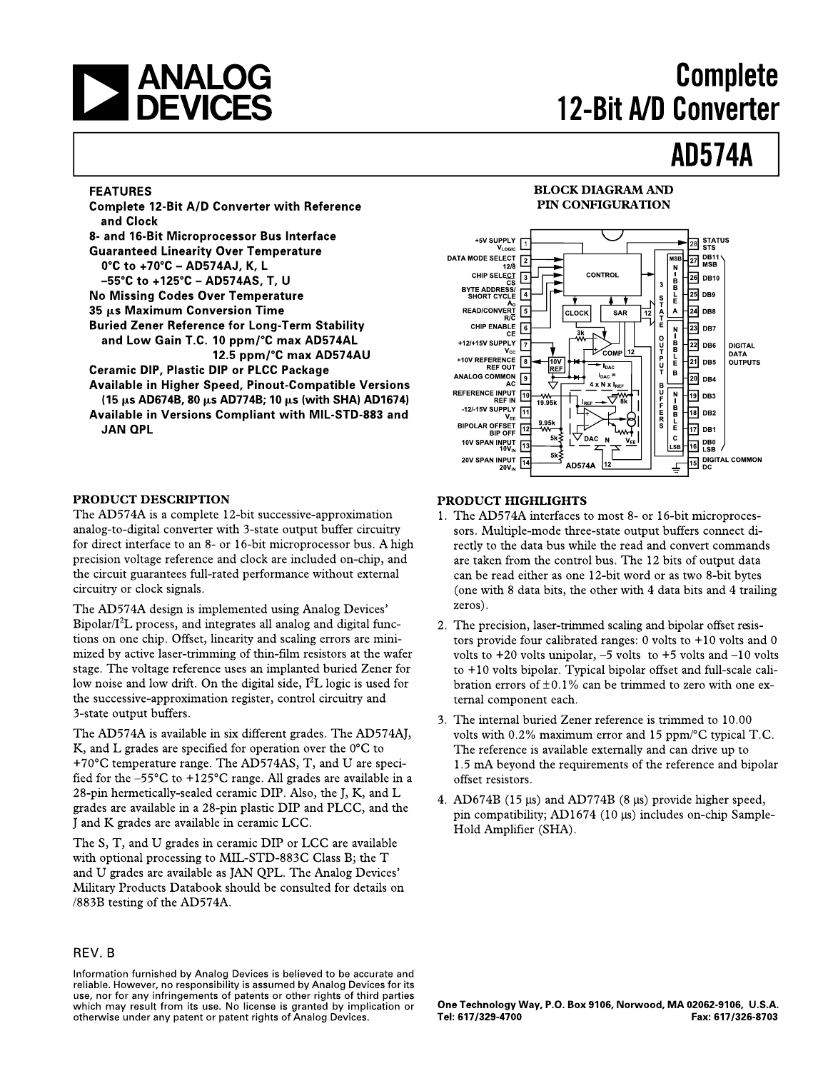# Complete 12-Bit A/D Converter

# AD574A

## FEATURES

**Complete 12-Bit A/D Converter with Reference and Clock**
**8- and 16-Bit Microprocessor Bus Interface**
**Guaranteed Linearity Over Temperature**
**0°C to +70°C – AD574AJ, K, L**
**–55°C to +125°C – AD574AS, T, U**
**No Missing Codes Over Temperature**
**35 µs Maximum Conversion Time**
**Buried Zener Reference for Long-Term Stability and Low Gain T.C. 10 ppm/°C max AD574AL**
**12.5 ppm/°C max AD574AU**
**Ceramic DIP, Plastic DIP or PLCC Package**
**Available in Higher Speed, Pinout-Compatible Versions (15 µs AD674B, 80 µs AD774B; 10 µs (with SHA) AD1674)**
**Available in Versions Compliant with MIL-STD-883 and JAN QPL**

## BLOCK DIAGRAM AND PIN CONFIGURATION

| Pin | Function | Pin | Function |
|---|---|---|---|
| 1 | +5V SUPPLY $V_{LOGIC}$ | 28 | STATUS STS |
| 2 | DATA MODE SELECT $12/\overline{8}$ | 27 | DB11 MSB |
| 3 | CHIP SELECT $\overline{CS}$ | 26 | DB10 |
| 4 | BYTE ADDRESS/SHORT CYCLE $A_O$ | 25 | DB9 |
| 5 | READ/CONVERT $R/\overline{C}$ | 24 | DB8 |
| 6 | CHIP ENABLE CE | 23 | DB7 |
| 7 | +12/+15V SUPPLY $V_{CC}$ | 22 | DB6 |
| 8 | +10V REFERENCE REF OUT | 21 | DB5 |
| 9 | ANALOG COMMON AC | 20 | DB4 |
| 10 | REFERENCE INPUT REF IN | 19 | DB3 |
| 11 | -12/-15V SUPPLY $V_{EE}$ | 18 | DB2 |
| 12 | BIPOLAR OFFSET BIP OFF | 17 | DB1 |
| 13 | 10V SPAN INPUT $10V_{IN}$ | 16 | DB0 LSB |
| 14 | 20V SPAN INPUT $20V_{IN}$ | 15 | DIGITAL COMMON DC |

## PRODUCT DESCRIPTION

The AD574A is a complete 12-bit successive-approximation analog-to-digital converter with 3-state output buffer circuitry for direct interface to an 8- or 16-bit microprocessor bus. A high precision voltage reference and clock are included on-chip, and the circuit guarantees full-rated performance without external circuitry or clock signals.

The AD574A design is implemented using Analog Devices' Bipolar/$I^2L$ process, and integrates all analog and digital functions on one chip. Offset, linearity and scaling errors are minimized by active laser-trimming of thin-film resistors at the wafer stage. The voltage reference uses an implanted buried Zener for low noise and low drift. On the digital side, $I^2L$ logic is used for the successive-approximation register, control circuitry and 3-state output buffers.

The AD574A is available in six different grades. The AD574AJ, K, and L grades are specified for operation over the 0°C to +70°C temperature range. The AD574AS, T, and U are specified for the –55°C to +125°C range. All grades are available in a 28-pin hermetically-sealed ceramic DIP. Also, the J, K, and L grades are available in a 28-pin plastic DIP and PLCC, and the J and K grades are available in ceramic LCC.

The S, T, and U grades in ceramic DIP or LCC are available with optional processing to MIL-STD-883C Class B; the T and U grades are available as JAN QPL. The Analog Devices' Military Products Databook should be consulted for details on /883B testing of the AD574A.

## PRODUCT HIGHLIGHTS

1. The AD574A interfaces to most 8- or 16-bit microprocessors. Multiple-mode three-state output buffers connect directly to the data bus while the read and convert commands are taken from the control bus. The 12 bits of output data can be read either as one 12-bit word or as two 8-bit bytes (one with 8 data bits, the other with 4 data bits and 4 trailing zeros).
2. The precision, laser-trimmed scaling and bipolar offset resistors provide four calibrated ranges: 0 volts to +10 volts and 0 volts to +20 volts unipolar, –5 volts to +5 volts and –10 volts to +10 volts bipolar. Typical bipolar offset and full-scale calibration errors of ±0.1% can be trimmed to zero with one external component each.
3. The internal buried Zener reference is trimmed to 10.00 volts with 0.2% maximum error and 15 ppm/°C typical T.C. The reference is available externally and can drive up to 1.5 mA beyond the requirements of the reference and bipolar offset resistors.
4. AD674B (15 µs) and AD774B (8 µs) provide higher speed, pin compatibility; AD1674 (10 µs) includes on-chip Sample-Hold Amplifier (SHA).

REV. B

Information furnished by Analog Devices is believed to be accurate and reliable. However, no responsibility is assumed by Analog Devices for its use, nor for any infringements of patents or other rights of third parties which may result from its use. No license is granted by implication or otherwise under any patent or patent rights of Analog Devices.

One Technology Way, P.O. Box 9106, Norwood, MA 02062-9106, U.S.A.
Tel: 617/329-4700 Fax: 617/326-8703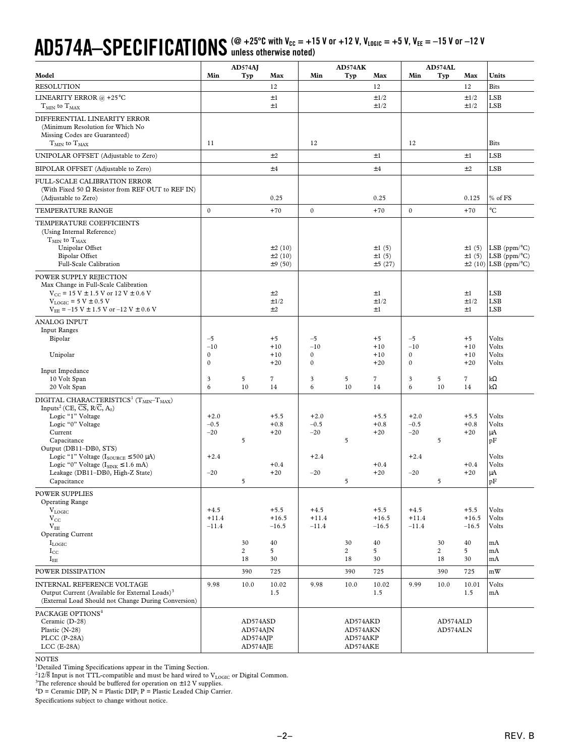# AD574A–SPECIFICATIONS (@ +25°C with $V_{CC}$ = +15 V or +12 V, $V_{LOGIC}$ = +5 V, $V_{EE}$ = –15 V or –12 V unless otherwise noted)

| Model | AD574AJ Min | AD574AJ Typ | AD574AJ Max | AD574AK Min | AD574AK Typ | AD574AK Max | AD574AL Min | AD574AL Typ | AD574AL Max | Units |
|---|---|---|---|---|---|---|---|---|---|---|
| RESOLUTION | | | 12 | | | 12 | | | 12 | Bits |
| LINEARITY ERROR @ +25°C | | | ±1 | | | ±1/2 | | | ±1/2 | LSB |
| $T_{MIN}$ to $T_{MAX}$ | | | ±1 | | | ±1/2 | | | ±1/2 | LSB |
| DIFFERENTIAL LINEARITY ERROR (Minimum Resolution for Which No Missing Codes are Guaranteed) $T_{MIN}$ to $T_{MAX}$ | 11 | | | 12 | | | 12 | | | Bits |
| UNIPOLAR OFFSET (Adjustable to Zero) | | | ±2 | | | ±1 | | | ±1 | LSB |
| BIPOLAR OFFSET (Adjustable to Zero) | | | ±4 | | | ±4 | | | ±2 | LSB |
| FULL-SCALE CALIBRATION ERROR (With Fixed 50 Ω Resistor from REF OUT to REF IN) (Adjustable to Zero) | | | 0.25 | | | 0.25 | | | 0.125 | % of FS |
| TEMPERATURE RANGE | 0 | | +70 | 0 | | +70 | 0 | | +70 | °C |
| TEMPERATURE COEFFICIENTS (Using Internal Reference) $T_{MIN}$ to $T_{MAX}$ | | | | | | | | | | |
| Unipolar Offset | | | ±2 (10) | | | ±1 (5) | | | ±1 (5) | LSB (ppm/°C) |
| Bipolar Offset | | | ±2 (10) | | | ±1 (5) | | | ±1 (5) | LSB (ppm/°C) |
| Full-Scale Calibration | | | ±9 (50) | | | ±5 (27) | | | ±2 (10) | LSB (ppm/°C) |
| POWER SUPPLY REJECTION Max Change in Full-Scale Calibration | | | | | | | | | | |
| $V_{CC}$ = 15 V ± 1.5 V or 12 V ± 0.6 V | | | ±2 | | | ±1 | | | ±1 | LSB |
| $V_{LOGIC}$ = 5 V ± 0.5 V | | | ±1/2 | | | ±1/2 | | | ±1/2 | LSB |
| $V_{EE}$ = –15 V ± 1.5 V or –12 V ± 0.6 V | | | ±2 | | | ±1 | | | ±1 | LSB |
| ANALOG INPUT Input Ranges | | | | | | | | | | |
| Bipolar | –5 | | +5 | –5 | | +5 | –5 | | +5 | Volts |
| | –10 | | +10 | –10 | | +10 | –10 | | +10 | Volts |
| Unipolar | 0 | | +10 | 0 | | +10 | 0 | | +10 | Volts |
| | 0 | | +20 | 0 | | +20 | 0 | | +20 | Volts |
| Input Impedance 10 Volt Span | 3 | 5 | 7 | 3 | 5 | 7 | 3 | 5 | 7 | kΩ |
| 20 Volt Span | 6 | 10 | 14 | 6 | 10 | 14 | 6 | 10 | 14 | kΩ |
| DIGITAL CHARACTERISTICS[1] ($T_{MIN}$–$T_{MAX}$) Inputs[2] (CE, $\overline{CS}$, R/$\overline{C}$, $A_0$) | | | | | | | | | | |
| Logic "1" Voltage | +2.0 | | +5.5 | +2.0 | | +5.5 | +2.0 | | +5.5 | Volts |
| Logic "0" Voltage | –0.5 | | +0.8 | –0.5 | | +0.8 | –0.5 | | +0.8 | Volts |
| Current | –20 | | +20 | –20 | | +20 | –20 | | +20 | µA |
| Capacitance | | 5 | | | 5 | | | 5 | | pF |
| Output (DB11–DB0, STS) Logic "1" Voltage ($I_{SOURCE}$ ≤ 500 µA) | +2.4 | | | +2.4 | | | +2.4 | | | Volts |
| Logic "0" Voltage ($I_{SINK}$ ≤ 1.6 mA) | | | +0.4 | | | +0.4 | | | +0.4 | Volts |
| Leakage (DB11–DB0, High-Z State) | –20 | | +20 | –20 | | +20 | –20 | | +20 | µA |
| Capacitance | | 5 | | | 5 | | | 5 | | pF |
| POWER SUPPLIES Operating Range | | | | | | | | | | |
| $V_{LOGIC}$ | +4.5 | | +5.5 | +4.5 | | +5.5 | +4.5 | | +5.5 | Volts |
| $V_{CC}$ | +11.4 | | +16.5 | +11.4 | | +16.5 | +11.4 | | +16.5 | Volts |
| $V_{EE}$ | –11.4 | | –16.5 | –11.4 | | –16.5 | –11.4 | | –16.5 | Volts |
| Operating Current $I_{LOGIC}$ | | 30 | 40 | | 30 | 40 | | 30 | 40 | mA |
| $I_{CC}$ | | 2 | 5 | | 2 | 5 | | 2 | 5 | mA |
| $I_{EE}$ | | 18 | 30 | | 18 | 30 | | 18 | 30 | mA |
| POWER DISSIPATION | | 390 | 725 | | 390 | 725 | | 390 | 725 | mW |
| INTERNAL REFERENCE VOLTAGE | 9.98 | 10.0 | 10.02 | 9.98 | 10.0 | 10.02 | 9.99 | 10.0 | 10.01 | Volts |
| Output Current (Available for External Loads)[3] (External Load Should not Change During Conversion) | | | 1.5 | | | 1.5 | | | 1.5 | mA |
| PACKAGE OPTIONS[4] | | | | | | | | | | |
| Ceramic (D-28) | | AD574ASD | | | AD574AKD | | | AD574ALD | | |
| Plastic (N-28) | | AD574AJN | | | AD574AKN | | | AD574ALN | | |
| PLCC (P-28A) | | AD574AJP | | | AD574AKP | | | | | |
| LCC (E-28A) | | AD574AJE | | | AD574AKE | | | | | |

NOTES

[1]Detailed Timing Specifications appear in the Timing Section.

[2]12/$\overline{8}$ Input is not TTL-compatible and must be hard wired to $V_{LOGIC}$ or Digital Common.

[3]The reference should be buffered for operation on ±12 V supplies.

[4]D = Ceramic DIP; N = Plastic DIP; P = Plastic Leaded Chip Carrier.

Specifications subject to change without notice.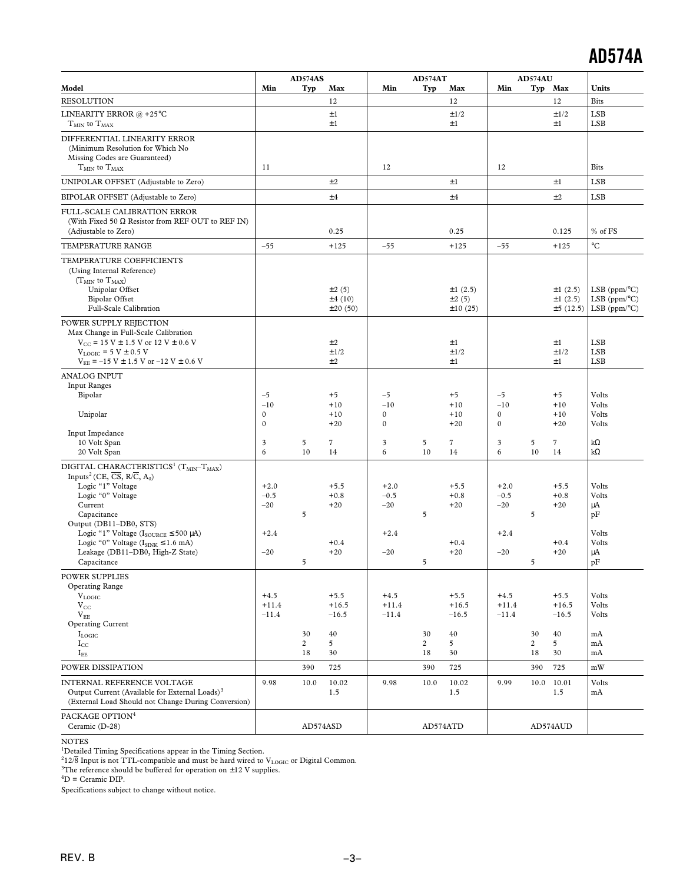| Model | AD574AS Min | AD574AS Typ | AD574AS Max | AD574AT Min | AD574AT Typ | AD574AT Max | AD574AU Min | AD574AU Typ | AD574AU Max | Units |
|---|---|---|---|---|---|---|---|---|---|---|
| RESOLUTION | | | 12 | | | 12 | | | 12 | Bits |
| LINEARITY ERROR @ +25°C | | | ±1 | | | ±1/2 | | | ±1/2 | LSB |
| $T_{MIN}$ to $T_{MAX}$ | | | ±1 | | | ±1 | | | ±1 | LSB |
| DIFFERENTIAL LINEARITY ERROR (Minimum Resolution for Which No Missing Codes are Guaranteed) $T_{MIN}$ to $T_{MAX}$ | 11 | | | 12 | | | 12 | | | Bits |
| UNIPOLAR OFFSET (Adjustable to Zero) | | | ±2 | | | ±1 | | | ±1 | LSB |
| BIPOLAR OFFSET (Adjustable to Zero) | | | ±4 | | | ±4 | | | ±2 | LSB |
| FULL-SCALE CALIBRATION ERROR (With Fixed 50 Ω Resistor from REF OUT to REF IN) (Adjustable to Zero) | | | 0.25 | | | 0.25 | | | 0.125 | % of FS |
| TEMPERATURE RANGE | –55 | | +125 | –55 | | +125 | –55 | | +125 | °C |
| TEMPERATURE COEFFICIENTS (Using Internal Reference) ($T_{MIN}$ to $T_{MAX}$) | | | | | | | | | | |
| Unipolar Offset | | | ±2 (5) | | | ±1 (2.5) | | | ±1 (2.5) | LSB (ppm/°C) |
| Bipolar Offset | | | ±4 (10) | | | ±2 (5) | | | ±1 (2.5) | LSB (ppm/°C) |
| Full-Scale Calibration | | | ±20 (50) | | | ±10 (25) | | | ±5 (12.5) | LSB (ppm/°C) |
| POWER SUPPLY REJECTION Max Change in Full-Scale Calibration | | | | | | | | | | |
| $V_{CC}$ = 15 V ± 1.5 V or 12 V ± 0.6 V | | | ±2 | | | ±1 | | | ±1 | LSB |
| $V_{LOGIC}$ = 5 V ± 0.5 V | | | ±1/2 | | | ±1/2 | | | ±1/2 | LSB |
| $V_{EE}$ = –15 V ± 1.5 V or –12 V ± 0.6 V | | | ±2 | | | ±1 | | | ±1 | LSB |
| ANALOG INPUT Input Ranges | | | | | | | | | | |
| Bipolar | –5 | | +5 | –5 | | +5 | –5 | | +5 | Volts |
| | –10 | | +10 | –10 | | +10 | –10 | | +10 | Volts |
| Unipolar | 0 | | +10 | 0 | | +10 | 0 | | +10 | Volts |
| | 0 | | +20 | 0 | | +20 | 0 | | +20 | Volts |
| Input Impedance | | | | | | | | | | |
| 10 Volt Span | 3 | 5 | 7 | 3 | 5 | 7 | 3 | 5 | 7 | kΩ |
| 20 Volt Span | 6 | 10 | 14 | 6 | 10 | 14 | 6 | 10 | 14 | kΩ |
| DIGITAL CHARACTERISTICS[1] ($T_{MIN}$–$T_{MAX}$) | | | | | | | | | | |
| Inputs[2] (CE, $\overline{CS}$, R/$\overline{C}$, $A_0$) | | | | | | | | | | |
| Logic "1" Voltage | +2.0 | | +5.5 | +2.0 | | +5.5 | +2.0 | | +5.5 | Volts |
| Logic "0" Voltage | –0.5 | | +0.8 | –0.5 | | +0.8 | –0.5 | | +0.8 | Volts |
| Current | –20 | | +20 | –20 | | +20 | –20 | | +20 | μA |
| Capacitance | | 5 | | | 5 | | | 5 | | pF |
| Output (DB11–DB0, STS) | | | | | | | | | | |
| Logic "1" Voltage ($I_{SOURCE}$ ≤ 500 μA) | +2.4 | | | +2.4 | | | +2.4 | | | Volts |
| Logic "0" Voltage ($I_{SINK}$ ≤ 1.6 mA) | | | +0.4 | | | +0.4 | | | +0.4 | Volts |
| Leakage (DB11–DB0, High-Z State) | –20 | | +20 | –20 | | +20 | –20 | | +20 | μA |
| Capacitance | | 5 | | | 5 | | | 5 | | pF |
| POWER SUPPLIES Operating Range | | | | | | | | | | |
| $V_{LOGIC}$ | +4.5 | | +5.5 | +4.5 | | +5.5 | +4.5 | | +5.5 | Volts |
| $V_{CC}$ | +11.4 | | +16.5 | +11.4 | | +16.5 | +11.4 | | +16.5 | Volts |
| $V_{EE}$ | –11.4 | | –16.5 | –11.4 | | –16.5 | –11.4 | | –16.5 | Volts |
| Operating Current | | | | | | | | | | |
| $I_{LOGIC}$ | | 30 | 40 | | 30 | 40 | | 30 | 40 | mA |
| $I_{CC}$ | | 2 | 5 | | 2 | 5 | | 2 | 5 | mA |
| $I_{EE}$ | | 18 | 30 | | 18 | 30 | | 18 | 30 | mA |
| POWER DISSIPATION | | 390 | 725 | | 390 | 725 | | 390 | 725 | mW |
| INTERNAL REFERENCE VOLTAGE | 9.98 | 10.0 | 10.02 | 9.98 | 10.0 | 10.02 | 9.99 | 10.0 | 10.01 | Volts |
| Output Current (Available for External Loads)[3] (External Load Should not Change During Conversion) | | | 1.5 | | | 1.5 | | | 1.5 | mA |
| PACKAGE OPTION[4] Ceramic (D-28) | | AD574ASD | | | AD574ATD | | | AD574AUD | | |

NOTES

[1]Detailed Timing Specifications appear in the Timing Section.

[2]12/$\overline{8}$ Input is not TTL-compatible and must be hard wired to $V_{LOGIC}$ or Digital Common.

[3]The reference should be buffered for operation on ±12 V supplies.

[4]D = Ceramic DIP.

Specifications subject to change without notice.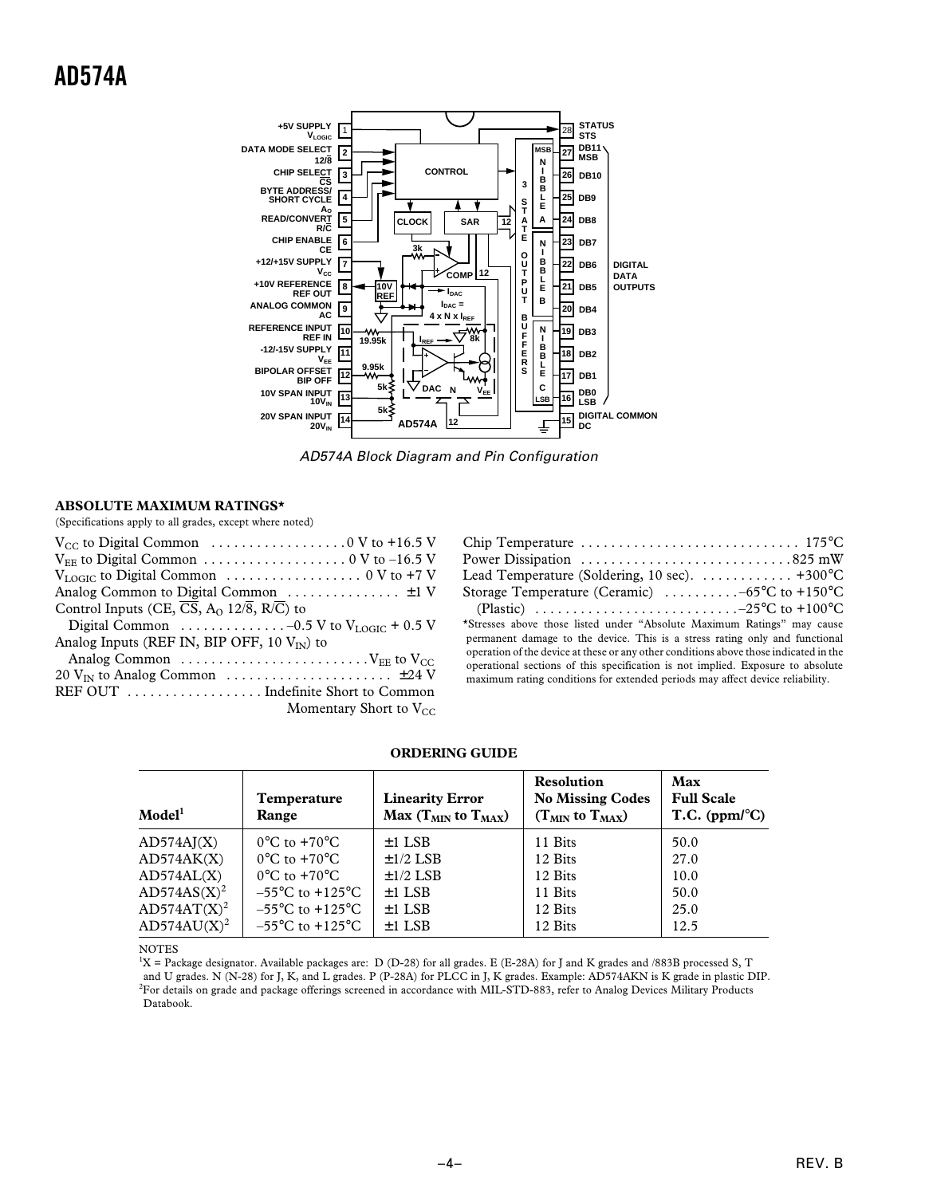AD574A Block Diagram and Pin Configuration

## ABSOLUTE MAXIMUM RATINGS*

(Specifications apply to all grades, except where noted)

$V_{CC}$ to Digital Common . . . . . . . . . . . . . . . . . 0 V to +16.5 V
$V_{EE}$ to Digital Common . . . . . . . . . . . . . . . . . 0 V to –16.5 V
$V_{LOGIC}$ to Digital Common . . . . . . . . . . . . . . . . . 0 V to +7 V
Analog Common to Digital Common . . . . . . . . . . . . . . ±1 V
Control Inputs (CE, $\overline{CS}$, $A_O$ 12/$\overline{8}$, R/$\overline{C}$) to
Digital Common . . . . . . . . . . . . . –0.5 V to $V_{LOGIC}$ + 0.5 V
Analog Inputs (REF IN, BIP OFF, 10 $V_{IN}$) to
Analog Common . . . . . . . . . . . . . . . . . . . . . . . $V_{EE}$ to $V_{CC}$
20 $V_{IN}$ to Analog Common . . . . . . . . . . . . . . . . . . . . ±24 V
REF OUT . . . . . . . . . . . . . . . . . Indefinite Short to Common
Momentary Short to $V_{CC}$

Chip Temperature . . . . . . . . . . . . . . . . . . . . . . . . . . . 175°C
Power Dissipation . . . . . . . . . . . . . . . . . . . . . . . . . . 825 mW
Lead Temperature (Soldering, 10 sec). . . . . . . . . . . . . +300°C
Storage Temperature (Ceramic) . . . . . . . . . –65°C to +150°C
(Plastic) . . . . . . . . . . . . . . . . . . . . . . . . . . –25°C to +100°C

*Stresses above those listed under "Absolute Maximum Ratings" may cause permanent damage to the device. This is a stress rating only and functional operation of the device at these or any other conditions above those indicated in the operational sections of this specification is not implied. Exposure to absolute maximum rating conditions for extended periods may affect device reliability.

## ORDERING GUIDE

| Model[1] | Temperature Range | Linearity Error Max ($T_{MIN}$ to $T_{MAX}$) | Resolution No Missing Codes ($T_{MIN}$ to $T_{MAX}$) | Max Full Scale T.C. (ppm/°C) |
|---|---|---|---|---|
| AD574AJ(X) | 0°C to +70°C | ±1 LSB | 11 Bits | 50.0 |
| AD574AK(X) | 0°C to +70°C | ±1/2 LSB | 12 Bits | 27.0 |
| AD574AL(X) | 0°C to +70°C | ±1/2 LSB | 12 Bits | 10.0 |
| AD574AS(X)[2] | –55°C to +125°C | ±1 LSB | 11 Bits | 50.0 |
| AD574AT(X)[2] | –55°C to +125°C | ±1 LSB | 12 Bits | 25.0 |
| AD574AU(X)[2] | –55°C to +125°C | ±1 LSB | 12 Bits | 12.5 |

NOTES

[1]X = Package designator. Available packages are: D (D-28) for all grades. E (E-28A) for J and K grades and /883B processed S, T and U grades. N (N-28) for J, K, and L grades. P (P-28A) for PLCC in J, K grades. Example: AD574AKN is K grade in plastic DIP.

[2]For details on grade and package offerings screened in accordance with MIL-STD-883, refer to Analog Devices Military Products Databook.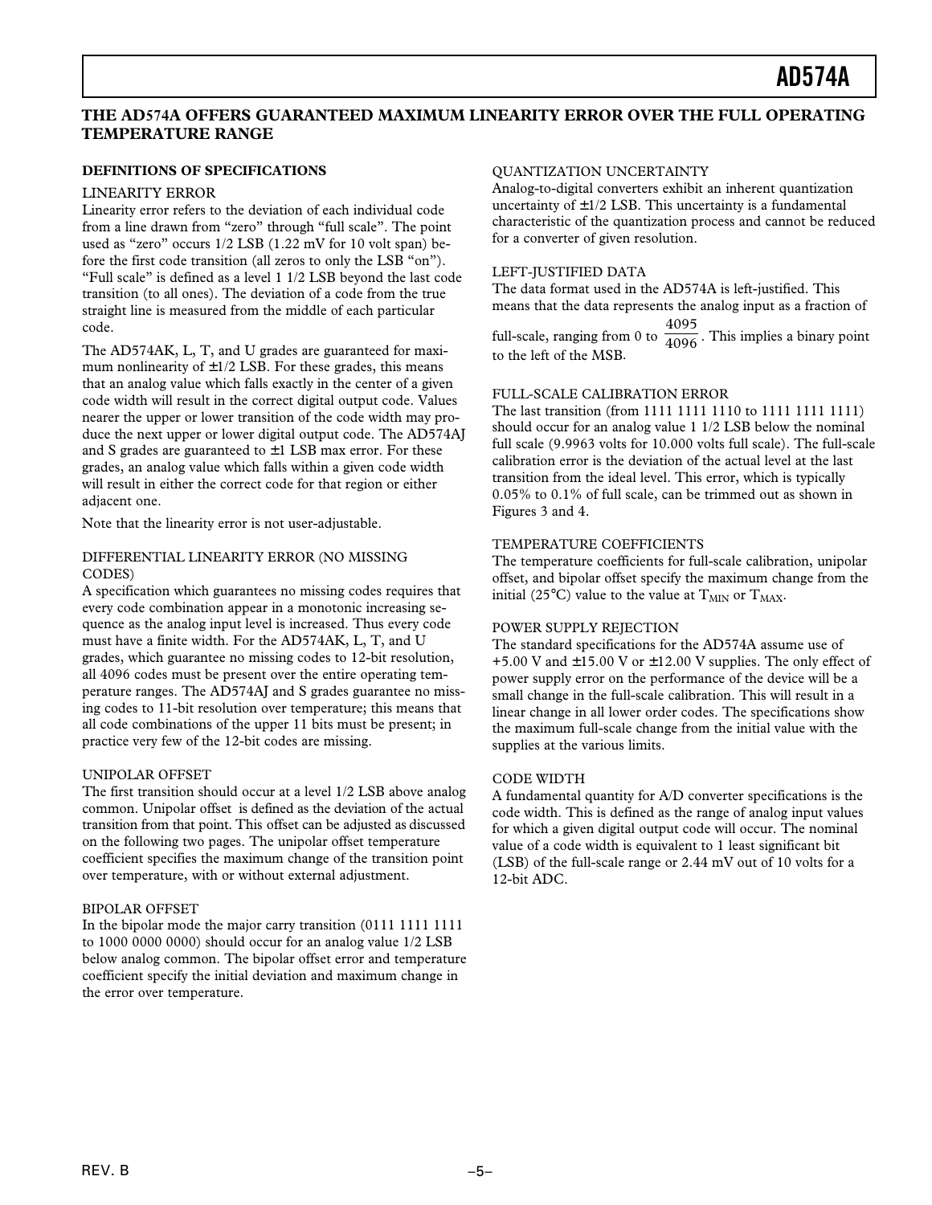## THE AD574A OFFERS GUARANTEED MAXIMUM LINEARITY ERROR OVER THE FULL OPERATING TEMPERATURE RANGE

### DEFINITIONS OF SPECIFICATIONS

#### LINEARITY ERROR

Linearity error refers to the deviation of each individual code from a line drawn from "zero" through "full scale". The point used as "zero" occurs 1/2 LSB (1.22 mV for 10 volt span) before the first code transition (all zeros to only the LSB "on"). "Full scale" is defined as a level 1 1/2 LSB beyond the last code transition (to all ones). The deviation of a code from the true straight line is measured from the middle of each particular code.

The AD574AK, L, T, and U grades are guaranteed for maximum nonlinearity of ±1/2 LSB. For these grades, this means that an analog value which falls exactly in the center of a given code width will result in the correct digital output code. Values nearer the upper or lower transition of the code width may produce the next upper or lower digital output code. The AD574AJ and S grades are guaranteed to ±1 LSB max error. For these grades, an analog value which falls within a given code width will result in either the correct code for that region or either adjacent one.

Note that the linearity error is not user-adjustable.

#### DIFFERENTIAL LINEARITY ERROR (NO MISSING CODES)

A specification which guarantees no missing codes requires that every code combination appear in a monotonic increasing sequence as the analog input level is increased. Thus every code must have a finite width. For the AD574AK, L, T, and U grades, which guarantee no missing codes to 12-bit resolution, all 4096 codes must be present over the entire operating temperature ranges. The AD574AJ and S grades guarantee no missing codes to 11-bit resolution over temperature; this means that all code combinations of the upper 11 bits must be present; in practice very few of the 12-bit codes are missing.

#### UNIPOLAR OFFSET

The first transition should occur at a level 1/2 LSB above analog common. Unipolar offset is defined as the deviation of the actual transition from that point. This offset can be adjusted as discussed on the following two pages. The unipolar offset temperature coefficient specifies the maximum change of the transition point over temperature, with or without external adjustment.

#### BIPOLAR OFFSET

In the bipolar mode the major carry transition (0111 1111 1111 to 1000 0000 0000) should occur for an analog value 1/2 LSB below analog common. The bipolar offset error and temperature coefficient specify the initial deviation and maximum change in the error over temperature.

#### QUANTIZATION UNCERTAINTY

Analog-to-digital converters exhibit an inherent quantization uncertainty of ±1/2 LSB. This uncertainty is a fundamental characteristic of the quantization process and cannot be reduced for a converter of given resolution.

#### LEFT-JUSTIFIED DATA

The data format used in the AD574A is left-justified. This means that the data represents the analog input as a fraction of full-scale, ranging from 0 to $\frac{4095}{4096}$. This implies a binary point to the left of the MSB.

#### FULL-SCALE CALIBRATION ERROR

The last transition (from 1111 1111 1110 to 1111 1111 1111) should occur for an analog value 1 1/2 LSB below the nominal full scale (9.9963 volts for 10.000 volts full scale). The full-scale calibration error is the deviation of the actual level at the last transition from the ideal level. This error, which is typically 0.05% to 0.1% of full scale, can be trimmed out as shown in Figures 3 and 4.

#### TEMPERATURE COEFFICIENTS

The temperature coefficients for full-scale calibration, unipolar offset, and bipolar offset specify the maximum change from the initial (25°C) value to the value at $T_{MIN}$ or $T_{MAX}$.

#### POWER SUPPLY REJECTION

The standard specifications for the AD574A assume use of +5.00 V and ±15.00 V or ±12.00 V supplies. The only effect of power supply error on the performance of the device will be a small change in the full-scale calibration. This will result in a linear change in all lower order codes. The specifications show the maximum full-scale change from the initial value with the supplies at the various limits.

#### CODE WIDTH

A fundamental quantity for A/D converter specifications is the code width. This is defined as the range of analog input values for which a given digital output code will occur. The nominal value of a code width is equivalent to 1 least significant bit (LSB) of the full-scale range or 2.44 mV out of 10 volts for a 12-bit ADC.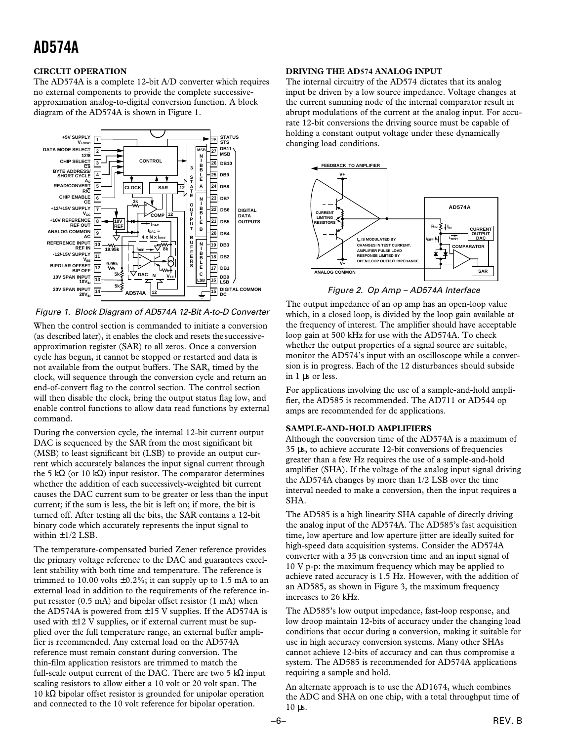## CIRCUIT OPERATION

The AD574A is a complete 12-bit A/D converter which requires no external components to provide the complete successive-approximation analog-to-digital conversion function. A block diagram of the AD574A is shown in Figure 1.

*Figure 1. Block Diagram of AD574A 12-Bit A-to-D Converter*

When the control section is commanded to initiate a conversion (as described later), it enables the clock and resets the successive-approximation register (SAR) to all zeros. Once a conversion cycle has begun, it cannot be stopped or restarted and data is not available from the output buffers. The SAR, timed by the clock, will sequence through the conversion cycle and return an end-of-convert flag to the control section. The control section will then disable the clock, bring the output status flag low, and enable control functions to allow data read functions by external command.

During the conversion cycle, the internal 12-bit current output DAC is sequenced by the SAR from the most significant bit (MSB) to least significant bit (LSB) to provide an output current which accurately balances the input signal current through the 5 kΩ (or 10 kΩ) input resistor. The comparator determines whether the addition of each successively-weighted bit current causes the DAC current sum to be greater or less than the input current; if the sum is less, the bit is left on; if more, the bit is turned off. After testing all the bits, the SAR contains a 12-bit binary code which accurately represents the input signal to within ±1/2 LSB.

The temperature-compensated buried Zener reference provides the primary voltage reference to the DAC and guarantees excellent stability with both time and temperature. The reference is trimmed to 10.00 volts ±0.2%; it can supply up to 1.5 mA to an external load in addition to the requirements of the reference input resistor (0.5 mA) and bipolar offset resistor (1 mA) when the AD574A is powered from ±15 V supplies. If the AD574A is used with ±12 V supplies, or if external current must be supplied over the full temperature range, an external buffer amplifier is recommended. Any external load on the AD574A reference must remain constant during conversion. The thin-film application resistors are trimmed to match the full-scale output current of the DAC. There are two 5 kΩ input scaling resistors to allow either a 10 volt or 20 volt span. The 10 kΩ bipolar offset resistor is grounded for unipolar operation and connected to the 10 volt reference for bipolar operation.

## DRIVING THE AD574 ANALOG INPUT

The internal circuitry of the AD574 dictates that its analog input be driven by a low source impedance. Voltage changes at the current summing node of the internal comparator result in abrupt modulations of the current at the analog input. For accurate 12-bit conversions the driving source must be capable of holding a constant output voltage under these dynamically changing load conditions.

*Figure 2. Op Amp – AD574A Interface*

The output impedance of an op amp has an open-loop value which, in a closed loop, is divided by the loop gain available at the frequency of interest. The amplifier should have acceptable loop gain at 500 kHz for use with the AD574A. To check whether the output properties of a signal source are suitable, monitor the AD574's input with an oscilloscope while a conversion is in progress. Each of the 12 disturbances should subside in 1 µs or less.

For applications involving the use of a sample-and-hold amplifier, the AD585 is recommended. The AD711 or AD544 op amps are recommended for dc applications.

## SAMPLE-AND-HOLD AMPLIFIERS

Although the conversion time of the AD574A is a maximum of 35 µs, to achieve accurate 12-bit conversions of frequencies greater than a few Hz requires the use of a sample-and-hold amplifier (SHA). If the voltage of the analog input signal driving the AD574A changes by more than 1/2 LSB over the time interval needed to make a conversion, then the input requires a SHA.

The AD585 is a high linearity SHA capable of directly driving the analog input of the AD574A. The AD585's fast acquisition time, low aperture and low aperture jitter are ideally suited for high-speed data acquisition systems. Consider the AD574A converter with a 35 µs conversion time and an input signal of 10 V p-p: the maximum frequency which may be applied to achieve rated accuracy is 1.5 Hz. However, with the addition of an AD585, as shown in Figure 3, the maximum frequency increases to 26 kHz.

The AD585's low output impedance, fast-loop response, and low droop maintain 12-bits of accuracy under the changing load conditions that occur during a conversion, making it suitable for use in high accuracy conversion systems. Many other SHAs cannot achieve 12-bits of accuracy and can thus compromise a system. The AD585 is recommended for AD574A applications requiring a sample and hold.

An alternate approach is to use the AD1674, which combines the ADC and SHA on one chip, with a total throughput time of 10 µs.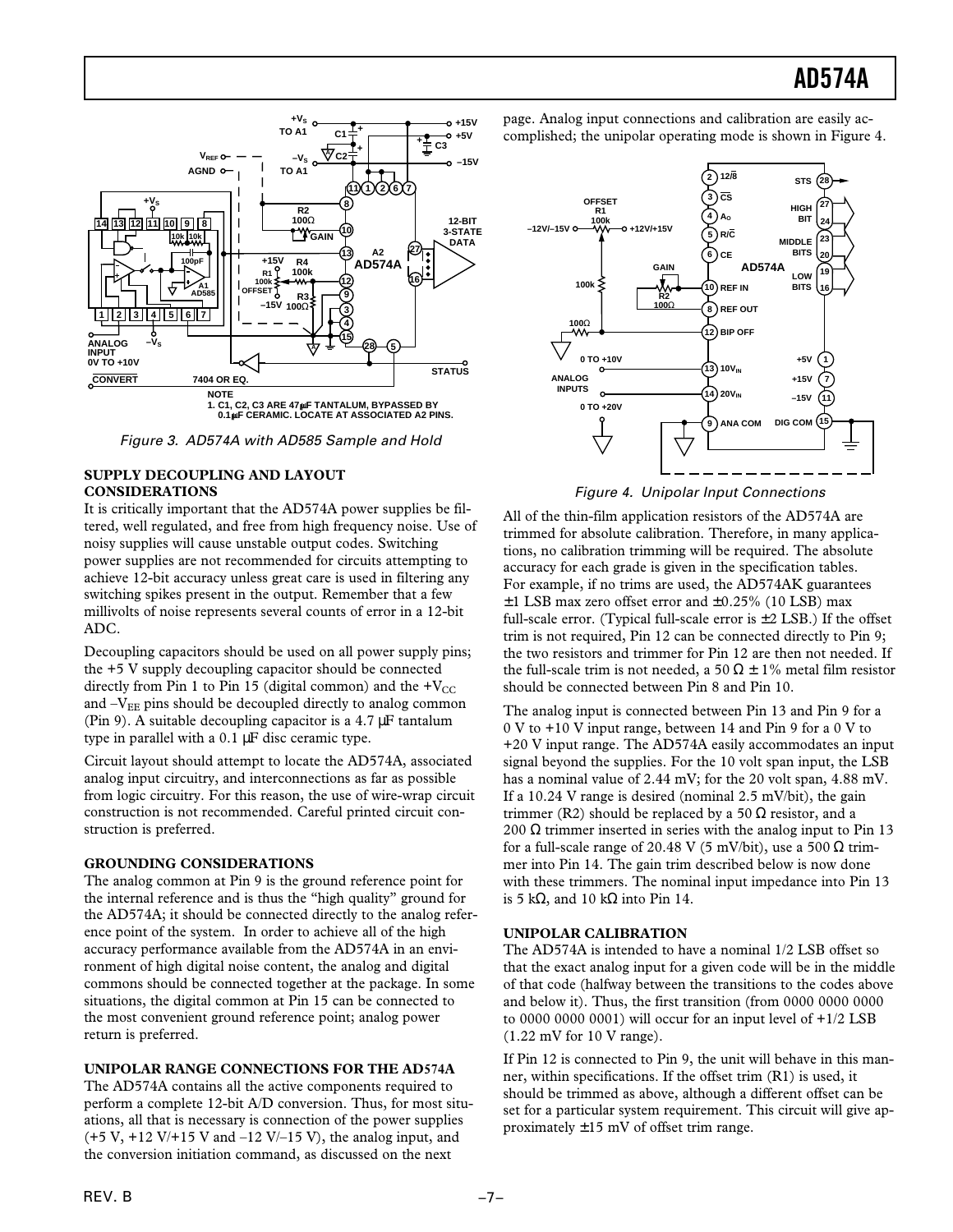Figure 3. AD574A with AD585 Sample and Hold

### SUPPLY DECOUPLING AND LAYOUT CONSIDERATIONS

It is critically important that the AD574A power supplies be filtered, well regulated, and free from high frequency noise. Use of noisy supplies will cause unstable output codes. Switching power supplies are not recommended for circuits attempting to achieve 12-bit accuracy unless great care is used in filtering any switching spikes present in the output. Remember that a few millivolts of noise represents several counts of error in a 12-bit ADC.

Decoupling capacitors should be used on all power supply pins; the +5 V supply decoupling capacitor should be connected directly from Pin 1 to Pin 15 (digital common) and the $+V_{CC}$ and $-V_{EE}$ pins should be decoupled directly to analog common (Pin 9). A suitable decoupling capacitor is a 4.7 µF tantalum type in parallel with a 0.1 µF disc ceramic type.

Circuit layout should attempt to locate the AD574A, associated analog input circuitry, and interconnections as far as possible from logic circuitry. For this reason, the use of wire-wrap circuit construction is not recommended. Careful printed circuit construction is preferred.

### GROUNDING CONSIDERATIONS

The analog common at Pin 9 is the ground reference point for the internal reference and is thus the "high quality" ground for the AD574A; it should be connected directly to the analog reference point of the system. In order to achieve all of the high accuracy performance available from the AD574A in an environment of high digital noise content, the analog and digital commons should be connected together at the package. In some situations, the digital common at Pin 15 can be connected to the most convenient ground reference point; analog power return is preferred.

### UNIPOLAR RANGE CONNECTIONS FOR THE AD574A

The AD574A contains all the active components required to perform a complete 12-bit A/D conversion. Thus, for most situations, all that is necessary is connection of the power supplies (+5 V, +12 V/+15 V and –12 V/–15 V), the analog input, and the conversion initiation command, as discussed on the next page. Analog input connections and calibration are easily accomplished; the unipolar operating mode is shown in Figure 4.

Figure 4. Unipolar Input Connections

All of the thin-film application resistors of the AD574A are trimmed for absolute calibration. Therefore, in many applications, no calibration trimming will be required. The absolute accuracy for each grade is given in the specification tables. For example, if no trims are used, the AD574AK guarantees ±1 LSB max zero offset error and ±0.25% (10 LSB) max full-scale error. (Typical full-scale error is ±2 LSB.) If the offset trim is not required, Pin 12 can be connected directly to Pin 9; the two resistors and trimmer for Pin 12 are then not needed. If the full-scale trim is not needed, a 50 Ω ± 1% metal film resistor should be connected between Pin 8 and Pin 10.

The analog input is connected between Pin 13 and Pin 9 for a 0 V to +10 V input range, between 14 and Pin 9 for a 0 V to +20 V input range. The AD574A easily accommodates an input signal beyond the supplies. For the 10 volt span input, the LSB has a nominal value of 2.44 mV; for the 20 volt span, 4.88 mV. If a 10.24 V range is desired (nominal 2.5 mV/bit), the gain trimmer (R2) should be replaced by a 50 Ω resistor, and a 200 Ω trimmer inserted in series with the analog input to Pin 13 for a full-scale range of 20.48 V (5 mV/bit), use a 500 Ω trimmer into Pin 14. The gain trim described below is now done with these trimmers. The nominal input impedance into Pin 13 is 5 kΩ, and 10 kΩ into Pin 14.

### UNIPOLAR CALIBRATION

The AD574A is intended to have a nominal 1/2 LSB offset so that the exact analog input for a given code will be in the middle of that code (halfway between the transitions to the codes above and below it). Thus, the first transition (from 0000 0000 0000 to 0000 0000 0001) will occur for an input level of +1/2 LSB (1.22 mV for 10 V range).

If Pin 12 is connected to Pin 9, the unit will behave in this manner, within specifications. If the offset trim (R1) is used, it should be trimmed as above, although a different offset can be set for a particular system requirement. This circuit will give approximately ±15 mV of offset trim range.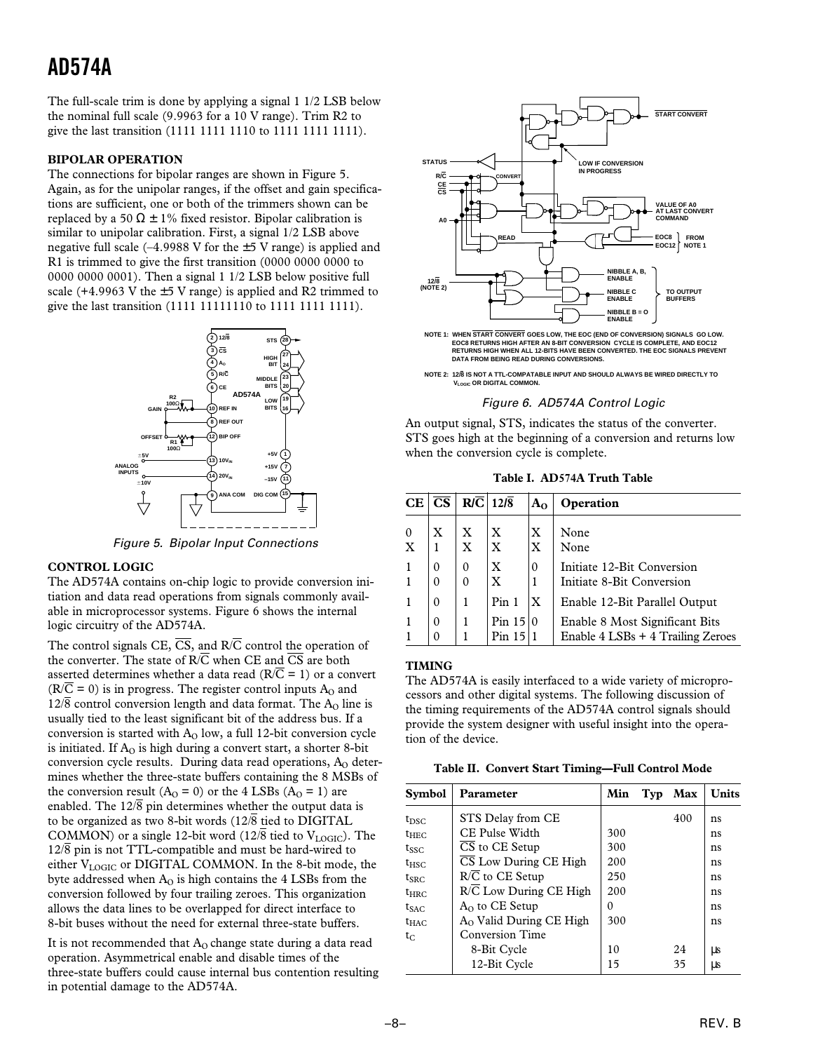The full-scale trim is done by applying a signal 1 1/2 LSB below the nominal full scale (9.9963 for a 10 V range). Trim R2 to give the last transition (1111 1111 1110 to 1111 1111 1111).

## BIPOLAR OPERATION

The connections for bipolar ranges are shown in Figure 5. Again, as for the unipolar ranges, if the offset and gain specifications are sufficient, one or both of the trimmers shown can be replaced by a 50 Ω ± 1% fixed resistor. Bipolar calibration is similar to unipolar calibration. First, a signal 1/2 LSB above negative full scale (–4.9988 V for the ±5 V range) is applied and R1 is trimmed to give the first transition (0000 0000 0000 to 0000 0000 0001). Then a signal 1 1/2 LSB below positive full scale (+4.9963 V the ±5 V range) is applied and R2 trimmed to give the last transition (1111 11111110 to 1111 1111 1111).

*Figure 5. Bipolar Input Connections*

## CONTROL LOGIC

The AD574A contains on-chip logic to provide conversion initiation and data read operations from signals commonly available in microprocessor systems. Figure 6 shows the internal logic circuitry of the AD574A.

The control signals CE, $\overline{CS}$, and R/$\overline{C}$ control the operation of the converter. The state of R/$\overline{C}$ when CE and $\overline{CS}$ are both asserted determines whether a data read (R/$\overline{C}$ = 1) or a convert (R/$\overline{C}$ = 0) is in progress. The register control inputs $A_O$ and 12/$\overline{8}$ control conversion length and data format. The $A_O$ line is usually tied to the least significant bit of the address bus. If a conversion is started with $A_O$ low, a full 12-bit conversion cycle is initiated. If $A_O$ is high during a convert start, a shorter 8-bit conversion cycle results. During data read operations, $A_O$ determines whether the three-state buffers containing the 8 MSBs of the conversion result ($A_O$ = 0) or the 4 LSBs ($A_O$ = 1) are enabled. The 12/$\overline{8}$ pin determines whether the output data is to be organized as two 8-bit words (12/$\overline{8}$ tied to DIGITAL COMMON) or a single 12-bit word (12/$\overline{8}$ tied to $V_{LOGIC}$). The 12/$\overline{8}$ pin is not TTL-compatible and must be hard-wired to either $V_{LOGIC}$ or DIGITAL COMMON. In the 8-bit mode, the byte addressed when $A_O$ is high contains the 4 LSBs from the conversion followed by four trailing zeroes. This organization allows the data lines to be overlapped for direct interface to 8-bit buses without the need for external three-state buffers.

It is not recommended that $A_O$ change state during a data read operation. Asymmetrical enable and disable times of the three-state buffers could cause internal bus contention resulting in potential damage to the AD574A.

NOTE 1: WHEN $\overline{START\ CONVERT}$ GOES LOW, THE EOC (END OF CONVERSION) SIGNALS GO LOW. EOC8 RETURNS HIGH AFTER AN 8-BIT CONVERSION CYCLE IS COMPLETE, AND EOC12 RETURNS HIGH WHEN ALL 12-BITS HAVE BEEN CONVERTED. THE EOC SIGNALS PREVENT DATA FROM BEING READ DURING CONVERSIONS.

NOTE 2: 12/$\overline{8}$ IS NOT A TTL-COMPATABLE INPUT AND SHOULD ALWAYS BE WIRED DIRECTLY TO $V_{LOGIC}$ OR DIGITAL COMMON.

*Figure 6. AD574A Control Logic*

An output signal, STS, indicates the status of the converter. STS goes high at the beginning of a conversion and returns low when the conversion cycle is complete.

**Table I. AD574A Truth Table**

| CE | $\overline{CS}$ | R/$\overline{C}$ | 12/$\overline{8}$ | $A_O$ | Operation |
|---|---|---|---|---|---|
| 0 | X | X | X | X | None |
| X | 1 | X | X | X | None |
| 1 | 0 | 0 | X | 0 | Initiate 12-Bit Conversion |
| 1 | 0 | 0 | X | 1 | Initiate 8-Bit Conversion |
| 1 | 0 | 1 | Pin 1 | X | Enable 12-Bit Parallel Output |
| 1 | 0 | 1 | Pin 15 | 0 | Enable 8 Most Significant Bits |
| 1 | 0 | 1 | Pin 15 | 1 | Enable 4 LSBs + 4 Trailing Zeroes |

## TIMING

The AD574A is easily interfaced to a wide variety of microprocessors and other digital systems. The following discussion of the timing requirements of the AD574A control signals should provide the system designer with useful insight into the operation of the device.

**Table II. Convert Start Timing—Full Control Mode**

| Symbol | Parameter | Min | Typ | Max | Units |
|---|---|---|---|---|---|
| $t_{DSC}$ | STS Delay from CE | | | 400 | ns |
| $t_{HEC}$ | CE Pulse Width | 300 | | | ns |
| $t_{SSC}$ | $\overline{CS}$ to CE Setup | 300 | | | ns |
| $t_{HSC}$ | $\overline{CS}$ Low During CE High | 200 | | | ns |
| $t_{SRC}$ | R/$\overline{C}$ to CE Setup | 250 | | | ns |
| $t_{HRC}$ | R/$\overline{C}$ Low During CE High | 200 | | | ns |
| $t_{SAC}$ | $A_O$ to CE Setup | 0 | | | ns |
| $t_{HAC}$ | $A_O$ Valid During CE High | 300 | | | ns |
| $t_C$ | Conversion Time | | | | |
| | 8-Bit Cycle | 10 | | 24 | µs |
| | 12-Bit Cycle | 15 | | 35 | µs |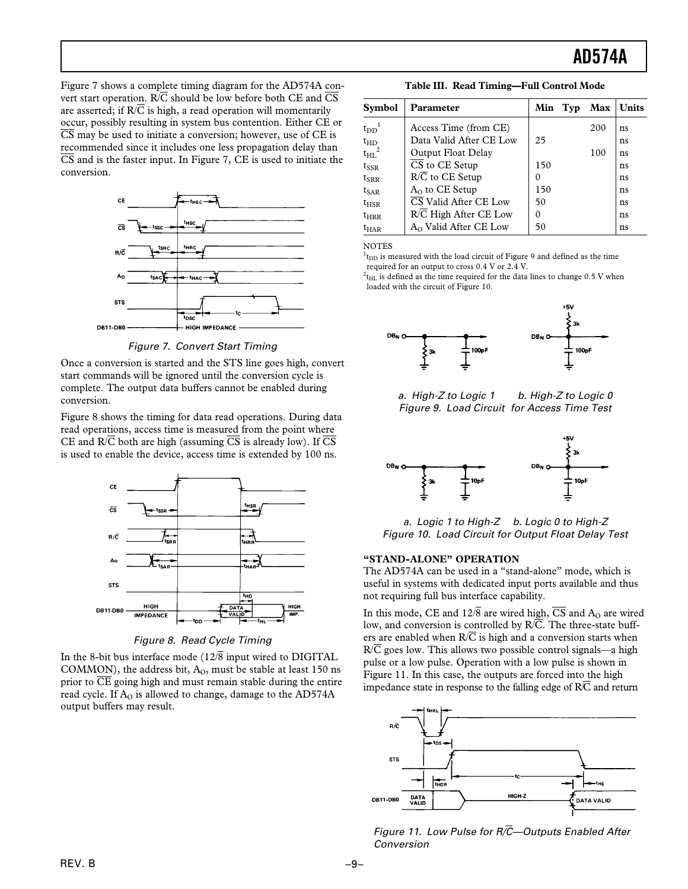Figure 7 shows a complete timing diagram for the AD574A convert start operation. R/$\overline{C}$ should be low before both CE and $\overline{CS}$ are asserted; if R/$\overline{C}$ is high, a read operation will momentarily occur, possibly resulting in system bus contention. Either CE or $\overline{CS}$ may be used to initiate a conversion; however, use of CE is recommended since it includes one less propagation delay than $\overline{CS}$ and is the faster input. In Figure 7, CE is used to initiate the conversion.

*Figure 7. Convert Start Timing*

Once a conversion is started and the STS line goes high, convert start commands will be ignored until the conversion cycle is complete. The output data buffers cannot be enabled during conversion.

Figure 8 shows the timing for data read operations. During data read operations, access time is measured from the point where CE and R/$\overline{C}$ both are high (assuming $\overline{CS}$ is already low). If $\overline{CS}$ is used to enable the device, access time is extended by 100 ns.

*Figure 8. Read Cycle Timing*

In the 8-bit bus interface mode (12/$\overline{8}$ input wired to DIGITAL COMMON), the address bit, $A_O$, must be stable at least 150 ns prior to CE going high and must remain stable during the entire read cycle. If $A_O$ is allowed to change, damage to the AD574A output buffers may result.

**Table III. Read Timing—Full Control Mode**

| Symbol | Parameter | Min | Typ | Max | Units |
|---|---|---|---|---|---|
| $t_{DD}$[1] | Access Time (from CE) | | | 200 | ns |
| $t_{HD}$ | Data Valid After CE Low | 25 | | | ns |
| $t_{HL}$[2] | Output Float Delay | | | 100 | ns |
| $t_{SSR}$ | $\overline{CS}$ to CE Setup | 150 | | | ns |
| $t_{SRR}$ | R/$\overline{C}$ to CE Setup | 0 | | | ns |
| $t_{SAR}$ | $A_O$ to CE Setup | 150 | | | ns |
| $t_{HSR}$ | $\overline{CS}$ Valid After CE Low | 50 | | | ns |
| $t_{HRR}$ | R/$\overline{C}$ High After CE Low | 0 | | | ns |
| $t_{HAR}$ | $A_O$ Valid After CE Low | 50 | | | ns |

NOTES

[1] $t_{DD}$ is measured with the load circuit of Figure 9 and defined as the time required for an output to cross 0.4 V or 2.4 V.

[2] $t_{HL}$ is defined as the time required for the data lines to change 0.5 V when loaded with the circuit of Figure 10.

*a. High-Z to Logic 1 b. High-Z to Logic 0*
*Figure 9. Load Circuit for Access Time Test*

*a. Logic 1 to High-Z b. Logic 0 to High-Z*
*Figure 10. Load Circuit for Output Float Delay Test*

### "STAND-ALONE" OPERATION

The AD574A can be used in a "stand-alone" mode, which is useful in systems with dedicated input ports available and thus not requiring full bus interface capability.

In this mode, CE and 12/$\overline{8}$ are wired high, $\overline{CS}$ and $A_O$ are wired low, and conversion is controlled by R/$\overline{C}$. The three-state buffers are enabled when R/$\overline{C}$ is high and a conversion starts when R/$\overline{C}$ goes low. This allows two possible control signals—a high pulse or a low pulse. Operation with a low pulse is shown in Figure 11. In this case, the outputs are forced into the high impedance state in response to the falling edge of R/$\overline{C}$ and return

*Figure 11. Low Pulse for R/$\overline{C}$—Outputs Enabled After Conversion*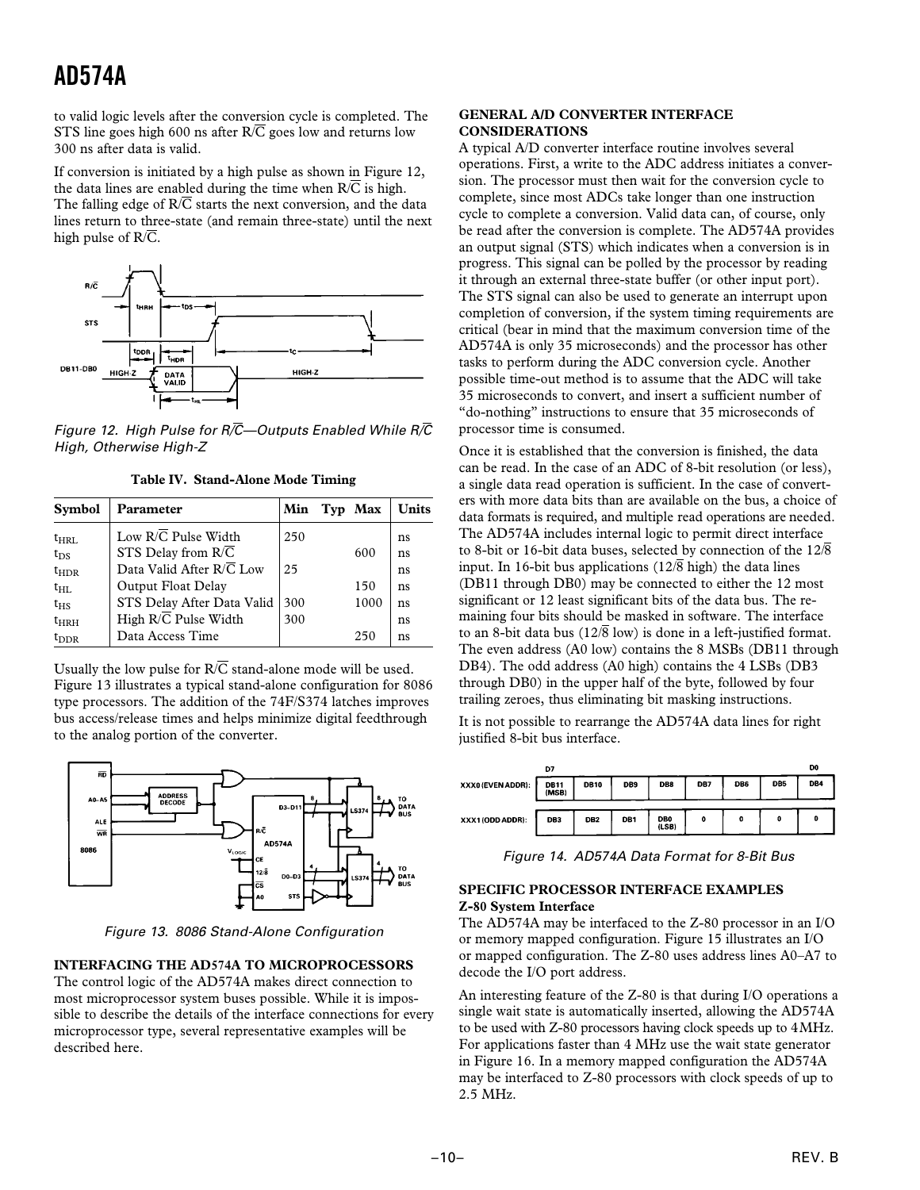to valid logic levels after the conversion cycle is completed. The STS line goes high 600 ns after R/C̄ goes low and returns low 300 ns after data is valid.

If conversion is initiated by a high pulse as shown in Figure 12, the data lines are enabled during the time when R/C̄ is high. The falling edge of R/C̄ starts the next conversion, and the data lines return to three-state (and remain three-state) until the next high pulse of R/C̄.

*Figure 12. High Pulse for R/C̄—Outputs Enabled While R/C̄ High, Otherwise High-Z*

**Table IV. Stand-Alone Mode Timing**

| Symbol | Parameter | Min | Typ | Max | Units |
|---|---|---|---|---|---|
| $t_{HRL}$ | Low R/C̄ Pulse Width | 250 | | | ns |
| $t_{DS}$ | STS Delay from R/C̄ | | | 600 | ns |
| $t_{HDR}$ | Data Valid After R/C̄ Low | 25 | | | ns |
| $t_{HL}$ | Output Float Delay | | | 150 | ns |
| $t_{HS}$ | STS Delay After Data Valid | 300 | | 1000 | ns |
| $t_{HRH}$ | High R/C̄ Pulse Width | 300 | | | ns |
| $t_{DDR}$ | Data Access Time | | | 250 | ns |

Usually the low pulse for R/C̄ stand-alone mode will be used. Figure 13 illustrates a typical stand-alone configuration for 8086 type processors. The addition of the 74F/S374 latches improves bus access/release times and helps minimize digital feedthrough to the analog portion of the converter.

*Figure 13. 8086 Stand-Alone Configuration*

## INTERFACING THE AD574A TO MICROPROCESSORS

The control logic of the AD574A makes direct connection to most microprocessor system buses possible. While it is impossible to describe the details of the interface connections for every microprocessor type, several representative examples will be described here.

## GENERAL A/D CONVERTER INTERFACE CONSIDERATIONS

A typical A/D converter interface routine involves several operations. First, a write to the ADC address initiates a conversion. The processor must then wait for the conversion cycle to complete, since most ADCs take longer than one instruction cycle to complete a conversion. Valid data can, of course, only be read after the conversion is complete. The AD574A provides an output signal (STS) which indicates when a conversion is in progress. This signal can be polled by the processor by reading it through an external three-state buffer (or other input port). The STS signal can also be used to generate an interrupt upon completion of conversion, if the system timing requirements are critical (bear in mind that the maximum conversion time of the AD574A is only 35 microseconds) and the processor has other tasks to perform during the ADC conversion cycle. Another possible time-out method is to assume that the ADC will take 35 microseconds to convert, and insert a sufficient number of "do-nothing" instructions to ensure that 35 microseconds of processor time is consumed.

Once it is established that the conversion is finished, the data can be read. In the case of an ADC of 8-bit resolution (or less), a single data read operation is sufficient. In the case of converters with more data bits than are available on the bus, a choice of data formats is required, and multiple read operations are needed. The AD574A includes internal logic to permit direct interface to 8-bit or 16-bit data buses, selected by connection of the 12/8̄ input. In 16-bit bus applications (12/8̄ high) the data lines (DB11 through DB0) may be connected to either the 12 most significant or 12 least significant bits of the data bus. The remaining four bits should be masked in software. The interface to an 8-bit data bus (12/8̄ low) is done in a left-justified format. The even address (A0 low) contains the 8 MSBs (DB11 through DB4). The odd address (A0 high) contains the 4 LSBs (DB3 through DB0) in the upper half of the byte, followed by four trailing zeroes, thus eliminating bit masking instructions.

It is not possible to rearrange the AD574A data lines for right justified 8-bit bus interface.

| | D7 | | | | | | | D0 |
|---|---|---|---|---|---|---|---|---|
| XXX0 (EVEN ADDR): | DB11 (MSB) | DB10 | DB9 | DB8 | DB7 | DB6 | DB5 | DB4 |
| XXX1 (ODD ADDR): | DB3 | DB2 | DB1 | DB0 (LSB) | 0 | 0 | 0 | 0 |

*Figure 14. AD574A Data Format for 8-Bit Bus*

## SPECIFIC PROCESSOR INTERFACE EXAMPLES

### Z-80 System Interface

The AD574A may be interfaced to the Z-80 processor in an I/O or memory mapped configuration. Figure 15 illustrates an I/O or mapped configuration. The Z-80 uses address lines A0–A7 to decode the I/O port address.

An interesting feature of the Z-80 is that during I/O operations a single wait state is automatically inserted, allowing the AD574A to be used with Z-80 processors having clock speeds up to 4 MHz. For applications faster than 4 MHz use the wait state generator in Figure 16. In a memory mapped configuration the AD574A may be interfaced to Z-80 processors with clock speeds of up to 2.5 MHz.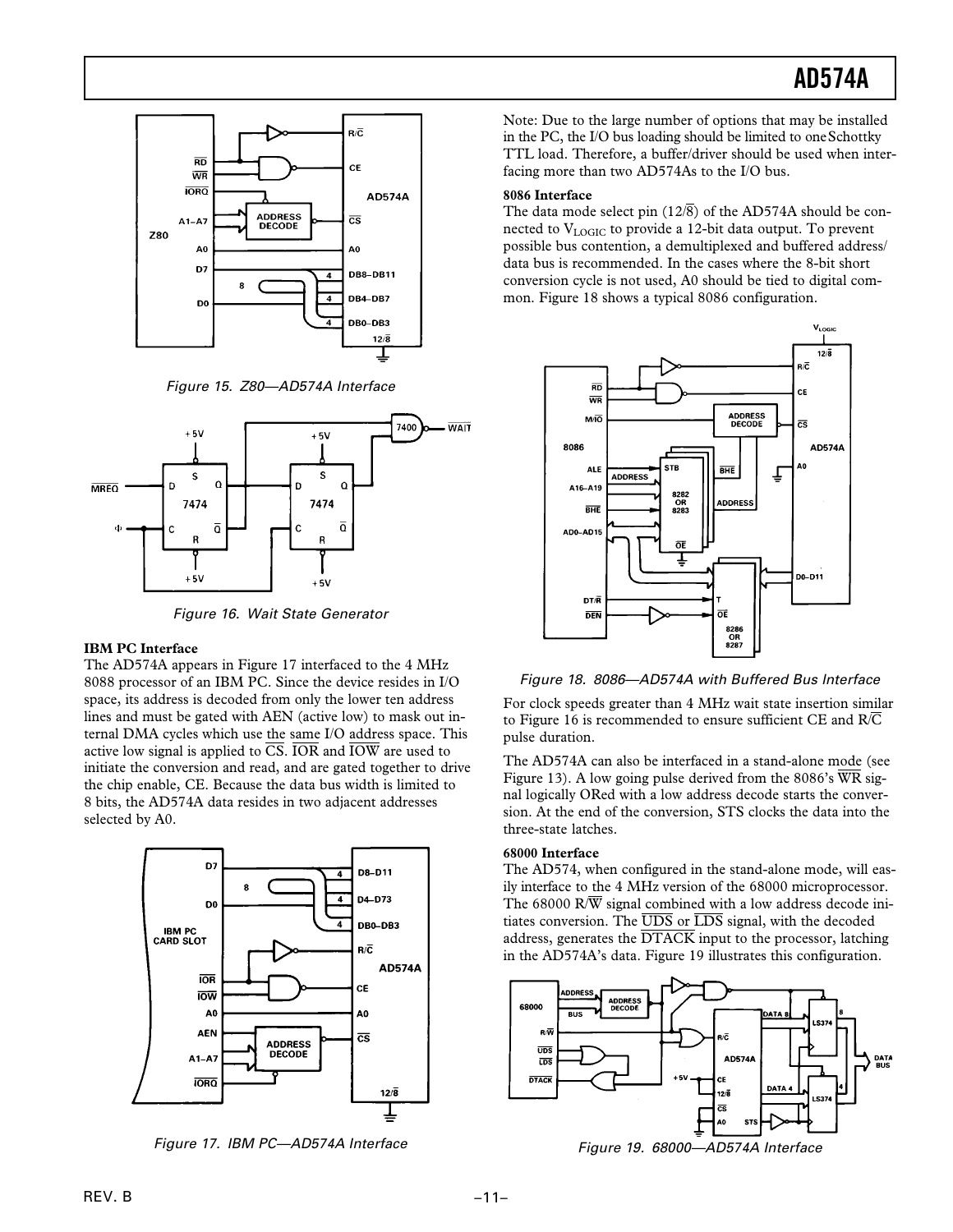Figure 15. Z80—AD574A Interface

Figure 16. Wait State Generator

**IBM PC Interface**

The AD574A appears in Figure 17 interfaced to the 4 MHz 8088 processor of an IBM PC. Since the device resides in I/O space, its address is decoded from only the lower ten address lines and must be gated with AEN (active low) to mask out internal DMA cycles which use the same I/O address space. This active low signal is applied to $\overline{CS}$. $\overline{IOR}$ and $\overline{IOW}$ are used to initiate the conversion and read, and are gated together to drive the chip enable, CE. Because the data bus width is limited to 8 bits, the AD574A data resides in two adjacent addresses selected by A0.

Figure 17. IBM PC—AD574A Interface

Note: Due to the large number of options that may be installed in the PC, the I/O bus loading should be limited to one Schottky TTL load. Therefore, a buffer/driver should be used when interfacing more than two AD574As to the I/O bus.

**8086 Interface**

The data mode select pin (12/$\overline{8}$) of the AD574A should be connected to $V_{LOGIC}$ to provide a 12-bit data output. To prevent possible bus contention, a demultiplexed and buffered address/data bus is recommended. In the cases where the 8-bit short conversion cycle is not used, A0 should be tied to digital common. Figure 18 shows a typical 8086 configuration.

Figure 18. 8086—AD574A with Buffered Bus Interface

For clock speeds greater than 4 MHz wait state insertion similar to Figure 16 is recommended to ensure sufficient CE and R/$\overline{C}$ pulse duration.

The AD574A can also be interfaced in a stand-alone mode (see Figure 13). A low going pulse derived from the 8086's $\overline{WR}$ signal logically ORed with a low address decode starts the conversion. At the end of the conversion, STS clocks the data into the three-state latches.

**68000 Interface**

The AD574, when configured in the stand-alone mode, will easily interface to the 4 MHz version of the 68000 microprocessor. The 68000 R/$\overline{W}$ signal combined with a low address decode initiates conversion. The $\overline{UDS}$ or $\overline{LDS}$ signal, with the decoded address, generates the $\overline{DTACK}$ input to the processor, latching in the AD574A's data. Figure 19 illustrates this configuration.

Figure 19. 68000—AD574A Interface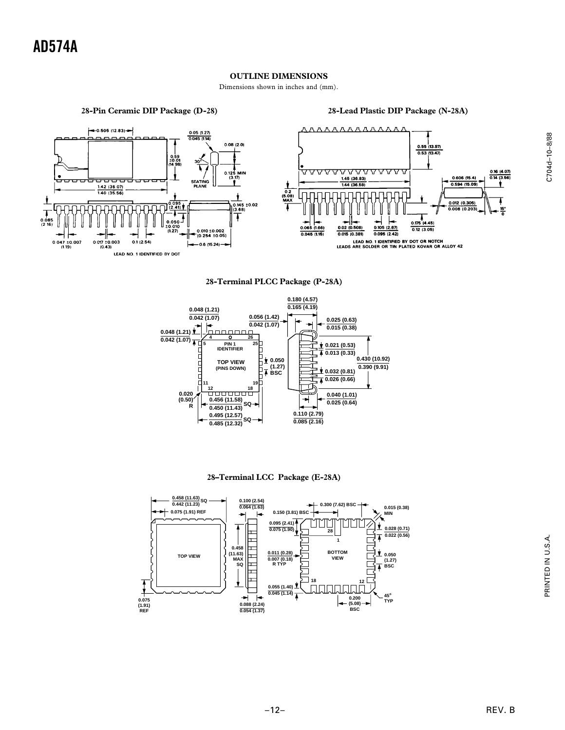## OUTLINE DIMENSIONS

Dimensions shown in inches and (mm).

### 28-Pin Ceramic DIP Package (D-28)

0.505 (12.83)
0.05 (1.27)
0.045 (1.14)
0.08 (2.0)
0.59 ±0.01 (14.98)
30°
0.125 MIN (3.17)
SEATING PLANE
1.42 (36.07)
1.40 (35.56)
0.095 (2.41)
0.145 ±0.02 (3.68)
0.085 (2.16)
0.050 ±0.010 (1.27)
0.010 ±0.002 (0.254 ±0.05)
0.047 ±0.007 (1.19)
0.017 ±0.003 (0.43)
0.1 (2.54)
0.6 (15.24)
LEAD NO. 1 IDENTIFIED BY DOT

### 28-Lead Plastic DIP Package (N-28A)

0.55 (13.97)
0.53 (13.47)
1.45 (36.83)
1.44 (36.58)
0.2 (5.08) MAX
0.16 (4.07)
0.14 (3.56)
0.606 (15.4)
0.594 (15.09)
0.012 (0.305)
0.008 (0.203)
15°
0
0.065 (1.66)
0.045 (1.15)
0.02 (0.508)
0.015 (0.381)
0.105 (2.67)
0.095 (2.42)
0.175 (4.45)
0.12 (3.05)
LEAD NO. 1 IDENTIFIED BY DOT OR NOTCH
LEADS ARE SOLDER OR TIN PLATED KOVAR OR ALLOY 42

### 28-Terminal PLCC Package (P-28A)

0.048 (1.21)
0.042 (1.07)
0.056 (1.42)
0.042 (1.07)
0.180 (4.57)
0.165 (4.19)
0.025 (0.63)
0.015 (0.38)
0.048 (1.21)
0.042 (1.07)
4
26
5
25
PIN 1 IDENTIFIER
0.021 (0.53)
0.013 (0.33)
TOP VIEW (PINS DOWN)
0.050 (1.27) BSC
0.430 (10.92)
0.390 (9.91)
0.032 (0.81)
0.026 (0.66)
11
19
12
18
0.020 (0.50) R
0.456 (11.58)
0.450 (11.43) SQ
0.495 (12.57)
0.485 (12.32) SQ
0.040 (1.01)
0.025 (0.64)
0.110 (2.79)
0.085 (2.16)

### 28–Terminal LCC Package (E-28A)

0.458 (11.63)
0.442 (11.23) SQ
0.075 (1.91) REF
0.100 (2.54)
0.064 (1.63)
0.300 (7.62) BSC
0.015 (0.38) MIN
0.150 (3.81) BSC
0.095 (2.41)
0.075 (1.90)
28
1
0.028 (0.71)
0.022 (0.56)
0.458 (11.63) MAX SQ
TOP VIEW
0.011 (0.28)
0.007 (0.18)
R TYP
BOTTOM VIEW
0.050 (1.27) BSC
18
12
0.055 (1.40)
0.045 (1.14)
45° TYP
0.075 (1.91) REF
0.088 (2.24)
0.054 (1.37)
0.200 (5.08) BSC

C704d–10–8/88

PRINTED IN U.S.A.